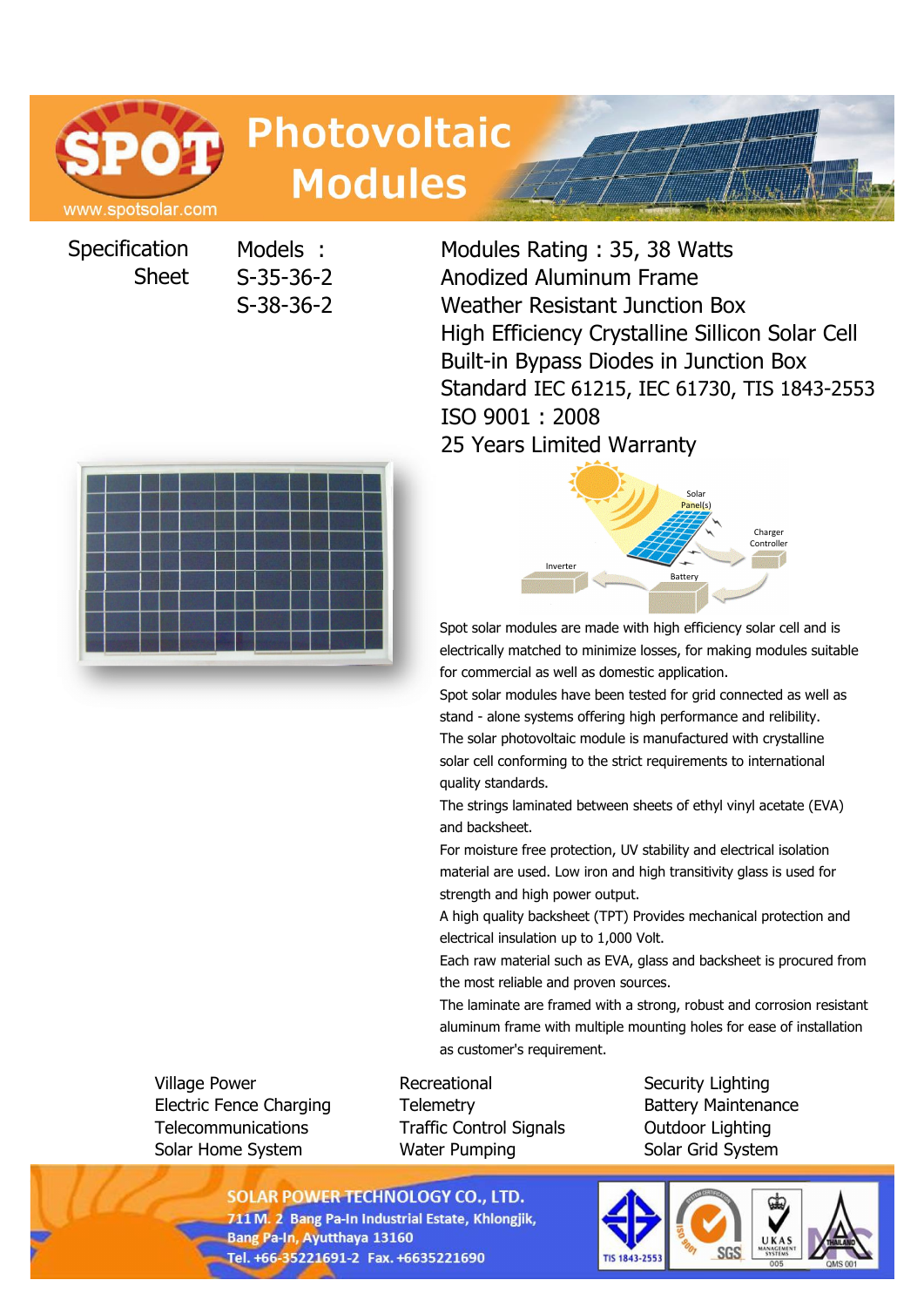# SPOT Photovoltaic Modules

www.spotsolar.com

**Specification Sheet**

Models :
S-35-36-2
S-38-36-2

Modules Rating : 35, 38 Watts
Anodized Aluminum Frame
Weather Resistant Junction Box
High Efficiency Crystalline Sillicon Solar Cell
Built-in Bypass Diodes in Junction Box
Standard IEC 61215, IEC 61730, TIS 1843-2553
ISO 9001 : 2008
25 Years Limited Warranty

Spot solar modules are made with high efficiency solar cell and is electrically matched to minimize losses, for making modules suitable for commercial as well as domestic application.
Spot solar modules have been tested for grid connected as well as stand - alone systems offering high performance and relibility.
The solar photovoltaic module is manufactured with crystalline solar cell conforming to the strict requirements to international quality standards.
The strings laminated between sheets of ethyl vinyl acetate (EVA) and backsheet.
For moisture free protection, UV stability and electrical isolation material are used. Low iron and high transitivity glass is used for strength and high power output.
A high quality backsheet (TPT) Provides mechanical protection and electrical insulation up to 1,000 Volt.
Each raw material such as EVA, glass and backsheet is procured from the most reliable and proven sources.
The laminate are framed with a strong, robust and corrosion resistant aluminum frame with multiple mounting holes for ease of installation as customer's requirement.

- Village Power
- Electric Fence Charging
- Telecommunications
- Solar Home System
- Recreational
- Telemetry
- Traffic Control Signals
- Water Pumping
- Security Lighting
- Battery Maintenance
- Outdoor Lighting
- Solar Grid System

**SOLAR POWER TECHNOLOGY CO., LTD.**
711 M. 2 Bang Pa-In Industrial Estate, Khlongjik,
Bang Pa-In, Ayutthaya 13160
Tel. +66-35221691-2 Fax. +6635221690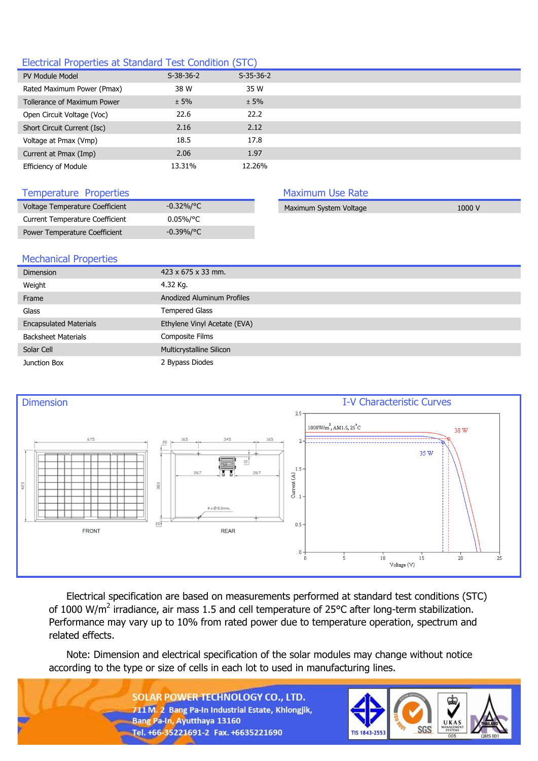## Electrical Properties at Standard Test Condition (STC)

| PV Module Model | S-38-36-2 | S-35-36-2 |
|---|---|---|
| Rated Maximum Power (Pmax) | 38 W | 35 W |
| Tollerance of Maximum Power | ± 5% | ± 5% |
| Open Circuit Voltage (Voc) | 22.6 | 22.2 |
| Short Circuit Current (Isc) | 2.16 | 2.12 |
| Voltage at Pmax (Vmp) | 18.5 | 17.8 |
| Current at Pmax (Imp) | 2.06 | 1.97 |
| Efficiency of Module | 13.31% | 12.26% |

## Temperature Properties

| | |
|---|---|
| Voltage Temperature Coefficient | -0.32%/°C |
| Current Temperature Coefficient | 0.05%/°C |
| Power Temperature Coefficient | -0.39%/°C |

## Maximum Use Rate

| | |
|---|---|
| Maximum System Voltage | 1000 V |

## Mechanical Properties

| | |
|---|---|
| Dimension | 423 x 675 x 33 mm. |
| Weight | 4.32 Kg. |
| Frame | Anodized Aluminum Profiles |
| Glass | Tempered Glass |
| Encapsulated Materials | Ethylene Vinyl Acetate (EVA) |
| Backsheet Materials | Composite Films |
| Solar Cell | Multicrystalline Silicon |
| Junction Box | 2 Bypass Diodes |

## Dimension

675
423
20
165
345
165
12
267
267
383
4 x Ø 6.5mm.
20
FRONT
REAR

## I-V Characteristic Curves

1000W/m², AM1.5, 25°C
38 W
35 W
Current (A)
Voltage (V)
0
0.5
1
1.5
2
2.5
0
5
10
15
20
25

Electrical specification are based on measurements performed at standard test conditions (STC) of 1000 W/m$^2$ irradiance, air mass 1.5 and cell temperature of 25°C after long-term stabilization. Performance may vary up to 10% from rated power due to temperature operation, spectrum and related effects.

Note: Dimension and electrical specification of the solar modules may change without notice according to the type or size of cells in each lot to used in manufacturing lines.

**SOLAR POWER TECHNOLOGY CO., LTD.**
**711 M. 2 Bang Pa-In Industrial Estate, Khlongjik, Bang Pa-In, Ayutthaya 13160**
**Tel. +66-35221691-2 Fax. +6635221690**

TIS 1843-2553
ISO 9001
SGS
UKAS MANAGEMENT SYSTEMS 005
THAILAND QMS 001